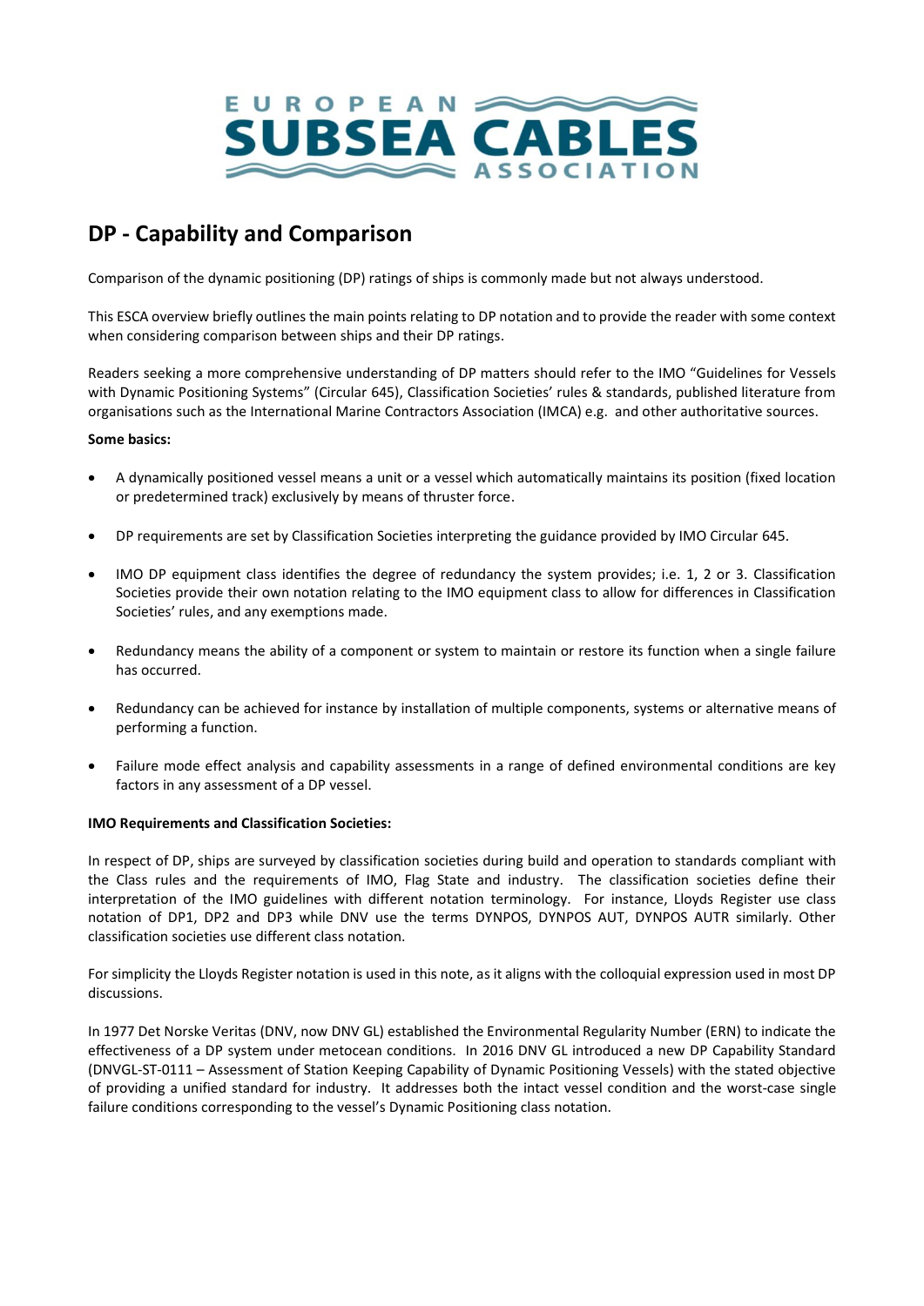# DP - Capability and Comparison

Comparison of the dynamic positioning (DP) ratings of ships is commonly made but not always understood.

This ESCA overview briefly outlines the main points relating to DP notation and to provide the reader with some context when considering comparison between ships and their DP ratings.

Readers seeking a more comprehensive understanding of DP matters should refer to the IMO "Guidelines for Vessels with Dynamic Positioning Systems" (Circular 645), Classification Societies' rules & standards, published literature from organisations such as the International Marine Contractors Association (IMCA) e.g. and other authoritative sources.

**Some basics:**

- A dynamically positioned vessel means a unit or a vessel which automatically maintains its position (fixed location or predetermined track) exclusively by means of thruster force.
- DP requirements are set by Classification Societies interpreting the guidance provided by IMO Circular 645.
- IMO DP equipment class identifies the degree of redundancy the system provides; i.e. 1, 2 or 3. Classification Societies provide their own notation relating to the IMO equipment class to allow for differences in Classification Societies' rules, and any exemptions made.
- Redundancy means the ability of a component or system to maintain or restore its function when a single failure has occurred.
- Redundancy can be achieved for instance by installation of multiple components, systems or alternative means of performing a function.
- Failure mode effect analysis and capability assessments in a range of defined environmental conditions are key factors in any assessment of a DP vessel.

**IMO Requirements and Classification Societies:**

In respect of DP, ships are surveyed by classification societies during build and operation to standards compliant with the Class rules and the requirements of IMO, Flag State and industry. The classification societies define their interpretation of the IMO guidelines with different notation terminology. For instance, Lloyds Register use class notation of DP1, DP2 and DP3 while DNV use the terms DYNPOS, DYNPOS AUT, DYNPOS AUTR similarly. Other classification societies use different class notation.

For simplicity the Lloyds Register notation is used in this note, as it aligns with the colloquial expression used in most DP discussions.

In 1977 Det Norske Veritas (DNV, now DNV GL) established the Environmental Regularity Number (ERN) to indicate the effectiveness of a DP system under metocean conditions. In 2016 DNV GL introduced a new DP Capability Standard (DNVGL-ST-0111 – Assessment of Station Keeping Capability of Dynamic Positioning Vessels) with the stated objective of providing a unified standard for industry. It addresses both the intact vessel condition and the worst-case single failure conditions corresponding to the vessel's Dynamic Positioning class notation.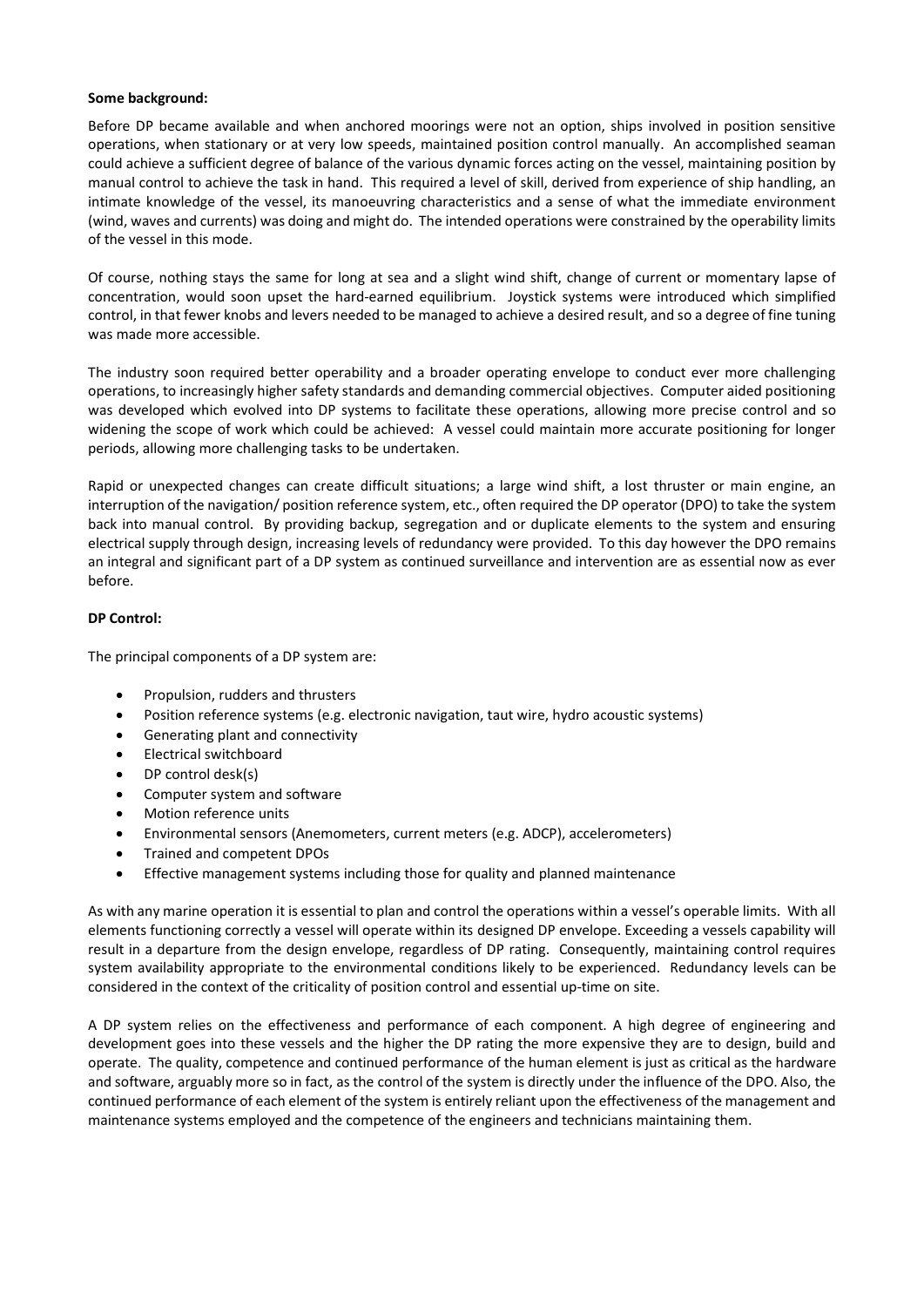**Some background:**

Before DP became available and when anchored moorings were not an option, ships involved in position sensitive operations, when stationary or at very low speeds, maintained position control manually. An accomplished seaman could achieve a sufficient degree of balance of the various dynamic forces acting on the vessel, maintaining position by manual control to achieve the task in hand. This required a level of skill, derived from experience of ship handling, an intimate knowledge of the vessel, its manoeuvring characteristics and a sense of what the immediate environment (wind, waves and currents) was doing and might do. The intended operations were constrained by the operability limits of the vessel in this mode.

Of course, nothing stays the same for long at sea and a slight wind shift, change of current or momentary lapse of concentration, would soon upset the hard-earned equilibrium. Joystick systems were introduced which simplified control, in that fewer knobs and levers needed to be managed to achieve a desired result, and so a degree of fine tuning was made more accessible.

The industry soon required better operability and a broader operating envelope to conduct ever more challenging operations, to increasingly higher safety standards and demanding commercial objectives. Computer aided positioning was developed which evolved into DP systems to facilitate these operations, allowing more precise control and so widening the scope of work which could be achieved: A vessel could maintain more accurate positioning for longer periods, allowing more challenging tasks to be undertaken.

Rapid or unexpected changes can create difficult situations; a large wind shift, a lost thruster or main engine, an interruption of the navigation/ position reference system, etc., often required the DP operator (DPO) to take the system back into manual control. By providing backup, segregation and or duplicate elements to the system and ensuring electrical supply through design, increasing levels of redundancy were provided. To this day however the DPO remains an integral and significant part of a DP system as continued surveillance and intervention are as essential now as ever before.

**DP Control:**

The principal components of a DP system are:

- Propulsion, rudders and thrusters
- Position reference systems (e.g. electronic navigation, taut wire, hydro acoustic systems)
- Generating plant and connectivity
- Electrical switchboard
- DP control desk(s)
- Computer system and software
- Motion reference units
- Environmental sensors (Anemometers, current meters (e.g. ADCP), accelerometers)
- Trained and competent DPOs
- Effective management systems including those for quality and planned maintenance

As with any marine operation it is essential to plan and control the operations within a vessel's operable limits. With all elements functioning correctly a vessel will operate within its designed DP envelope. Exceeding a vessels capability will result in a departure from the design envelope, regardless of DP rating. Consequently, maintaining control requires system availability appropriate to the environmental conditions likely to be experienced. Redundancy levels can be considered in the context of the criticality of position control and essential up-time on site.

A DP system relies on the effectiveness and performance of each component. A high degree of engineering and development goes into these vessels and the higher the DP rating the more expensive they are to design, build and operate. The quality, competence and continued performance of the human element is just as critical as the hardware and software, arguably more so in fact, as the control of the system is directly under the influence of the DPO. Also, the continued performance of each element of the system is entirely reliant upon the effectiveness of the management and maintenance systems employed and the competence of the engineers and technicians maintaining them.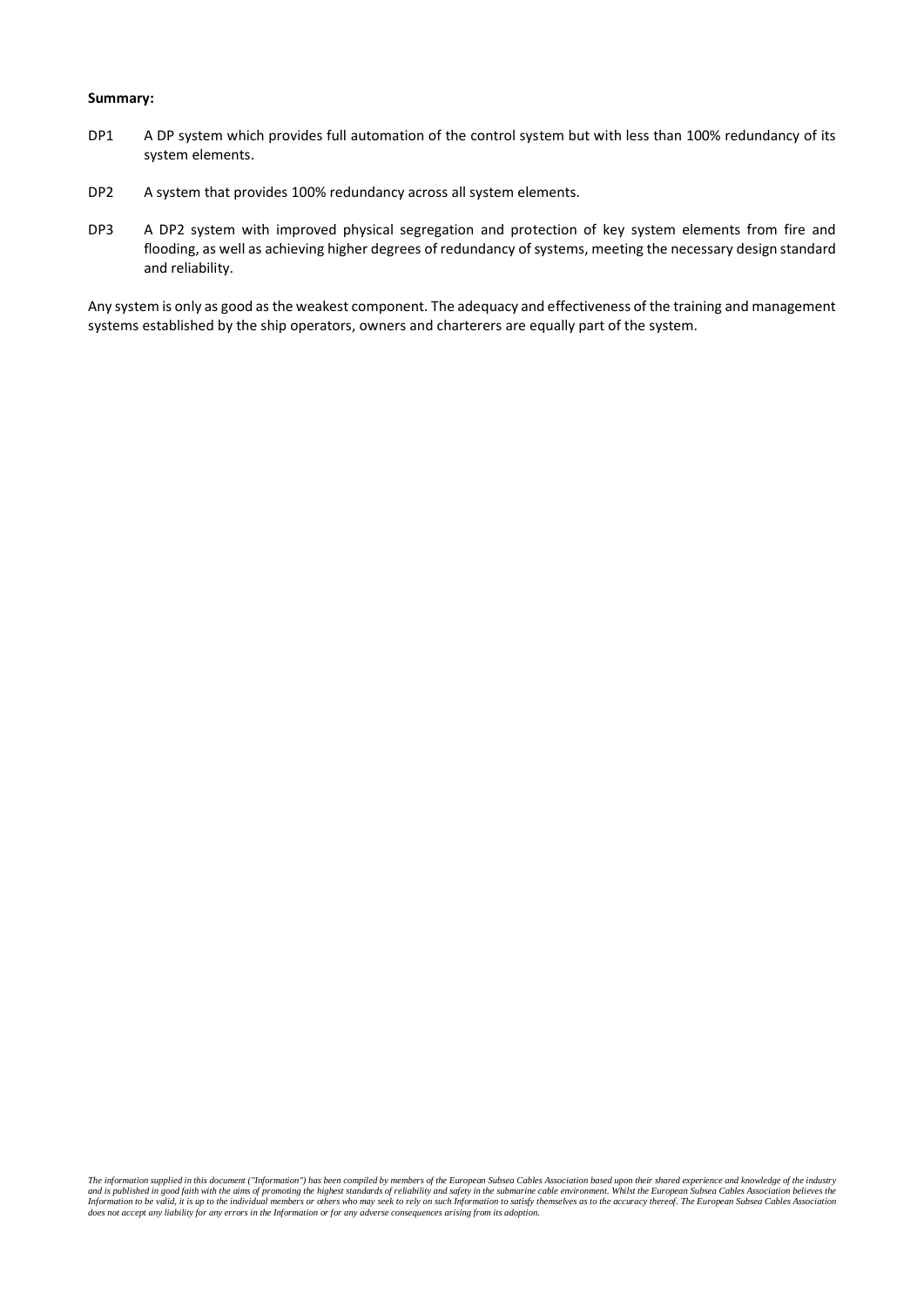**Summary:**

DP1 A DP system which provides full automation of the control system but with less than 100% redundancy of its system elements.

DP2 A system that provides 100% redundancy across all system elements.

DP3 A DP2 system with improved physical segregation and protection of key system elements from fire and flooding, as well as achieving higher degrees of redundancy of systems, meeting the necessary design standard and reliability.

Any system is only as good as the weakest component. The adequacy and effectiveness of the training and management systems established by the ship operators, owners and charterers are equally part of the system.

*The information supplied in this document ("Information") has been compiled by members of the European Subsea Cables Association based upon their shared experience and knowledge of the industry and is published in good faith with the aims of promoting the highest standards of reliability and safety in the submarine cable environment. Whilst the European Subsea Cables Association believes the Information to be valid, it is up to the individual members or others who may seek to rely on such Information to satisfy themselves as to the accuracy thereof. The European Subsea Cables Association does not accept any liability for any errors in the Information or for any adverse consequences arising from its adoption.*